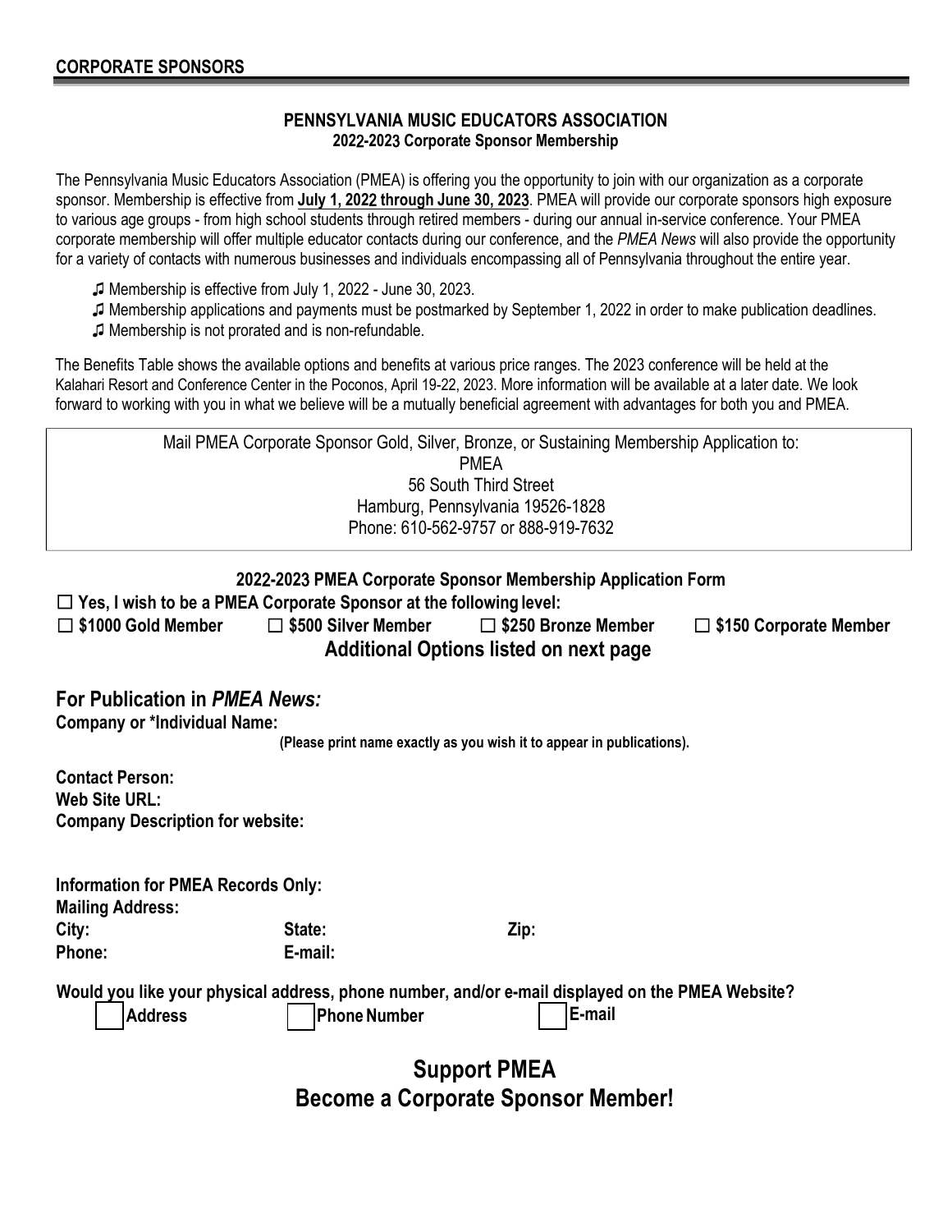## CORPORATE SPONSORS

### PENNSYLVANIA MUSIC EDUCATORS ASSOCIATION
**2022-2023 Corporate Sponsor Membership**

The Pennsylvania Music Educators Association (PMEA) is offering you the opportunity to join with our organization as a corporate sponsor. Membership is effective from **July 1, 2022 through June 30, 2023**. PMEA will provide our corporate sponsors high exposure to various age groups - from high school students through retired members - during our annual in-service conference. Your PMEA corporate membership will offer multiple educator contacts during our conference, and the *PMEA News* will also provide the opportunity for a variety of contacts with numerous businesses and individuals encompassing all of Pennsylvania throughout the entire year.

- ♫ Membership is effective from July 1, 2022 - June 30, 2023.
- ♫ Membership applications and payments must be postmarked by September 1, 2022 in order to make publication deadlines.
- ♫ Membership is not prorated and is non-refundable.

The Benefits Table shows the available options and benefits at various price ranges. The 2023 conference will be held at the Kalahari Resort and Conference Center in the Poconos, April 19-22, 2023. More information will be available at a later date. We look forward to working with you in what we believe will be a mutually beneficial agreement with advantages for both you and PMEA.

Mail PMEA Corporate Sponsor Gold, Silver, Bronze, or Sustaining Membership Application to:
PMEA
56 South Third Street
Hamburg, Pennsylvania 19526-1828
Phone: 610-562-9757 or 888-919-7632

### 2022-2023 PMEA Corporate Sponsor Membership Application Form

☐ **Yes, I wish to be a PMEA Corporate Sponsor at the following level:**

☐ **$1000 Gold Member** ☐ **$500 Silver Member** ☐ **$250 Bronze Member** ☐ **$150 Corporate Member**

**Additional Options listed on next page**

## For Publication in *PMEA News:*

**Company or *Individual Name:**

**(Please print name exactly as you wish it to appear in publications).**

**Contact Person:**
**Web Site URL:**
**Company Description for website:**

**Information for PMEA Records Only:**
**Mailing Address:**
**City:** **State:** **Zip:**
**Phone:** **E-mail:**

**Would you like your physical address, phone number, and/or e-mail displayed on the PMEA Website?**

☐ **Address** ☐ **Phone Number** ☐ **E-mail**

## Support PMEA
## Become a Corporate Sponsor Member!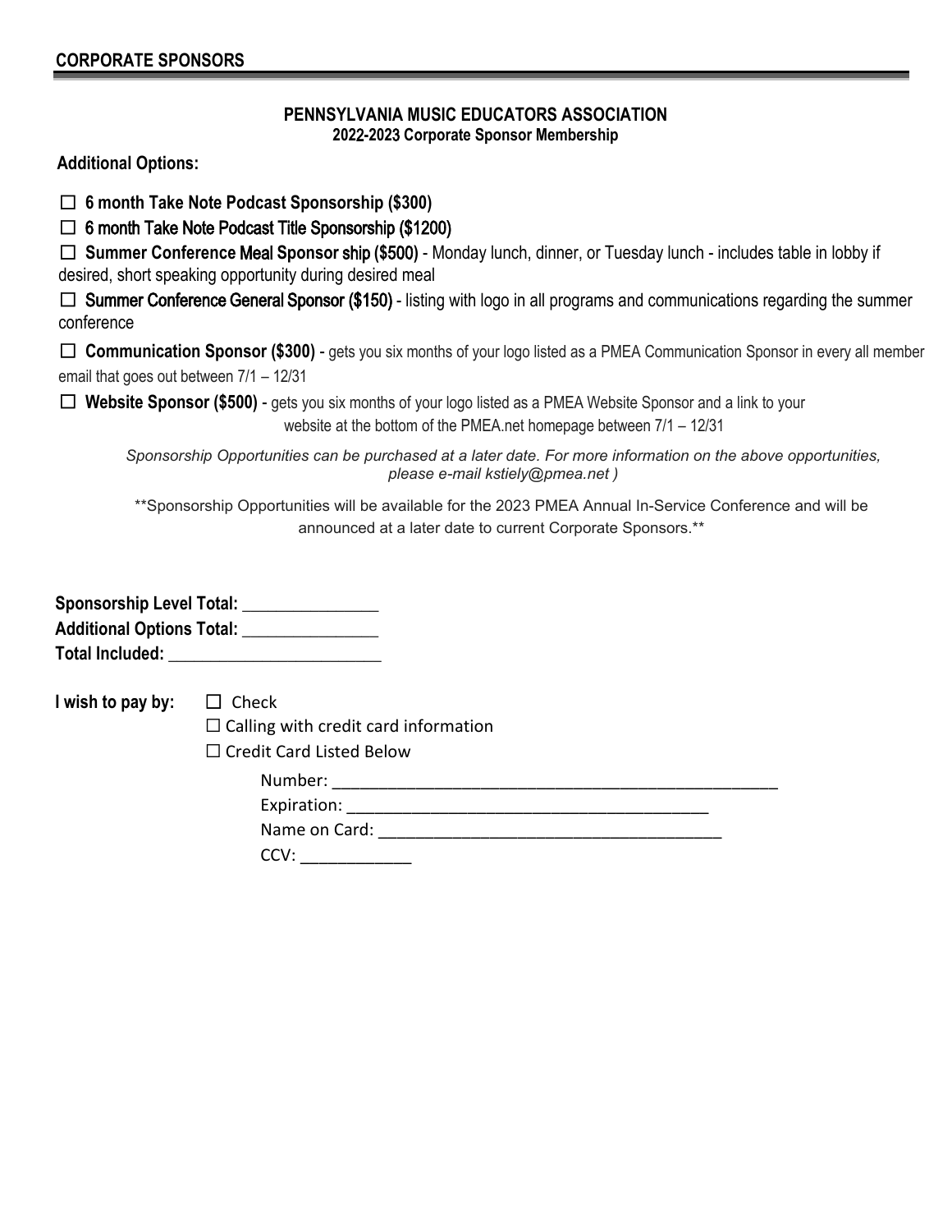## CORPORATE SPONSORS

**PENNSYLVANIA MUSIC EDUCATORS ASSOCIATION**
**2022-2023 Corporate Sponsor Membership**

**Additional Options:**

☐ **6 month Take Note Podcast Sponsorship ($300)**

☐ **6 month Take Note Podcast Title Sponsorship ($1200)**

☐ **Summer Conference Meal Sponsor ship ($500)** - Monday lunch, dinner, or Tuesday lunch - includes table in lobby if desired, short speaking opportunity during desired meal

☐ **Summer Conference General Sponsor ($150)** - listing with logo in all programs and communications regarding the summer conference

☐ **Communication Sponsor ($300)** - gets you six months of your logo listed as a PMEA Communication Sponsor in every all member email that goes out between 7/1 – 12/31

☐ **Website Sponsor ($500)** - gets you six months of your logo listed as a PMEA Website Sponsor and a link to your website at the bottom of the PMEA.net homepage between 7/1 – 12/31

*Sponsorship Opportunities can be purchased at a later date. For more information on the above opportunities, please e-mail kstiely@pmea.net )*

**Sponsorship Opportunities will be available for the 2023 PMEA Annual In-Service Conference and will be announced at a later date to current Corporate Sponsors.**

**Sponsorship Level Total:** _______________
**Additional Options Total:** _______________
**Total Included:** _______________________

**I wish to pay by:**

☐ Check
☐ Calling with credit card information
☐ Credit Card Listed Below

Number: ________________________________________________
Expiration: _______________________________________
Name on Card: ____________________________________
CCV: ____________